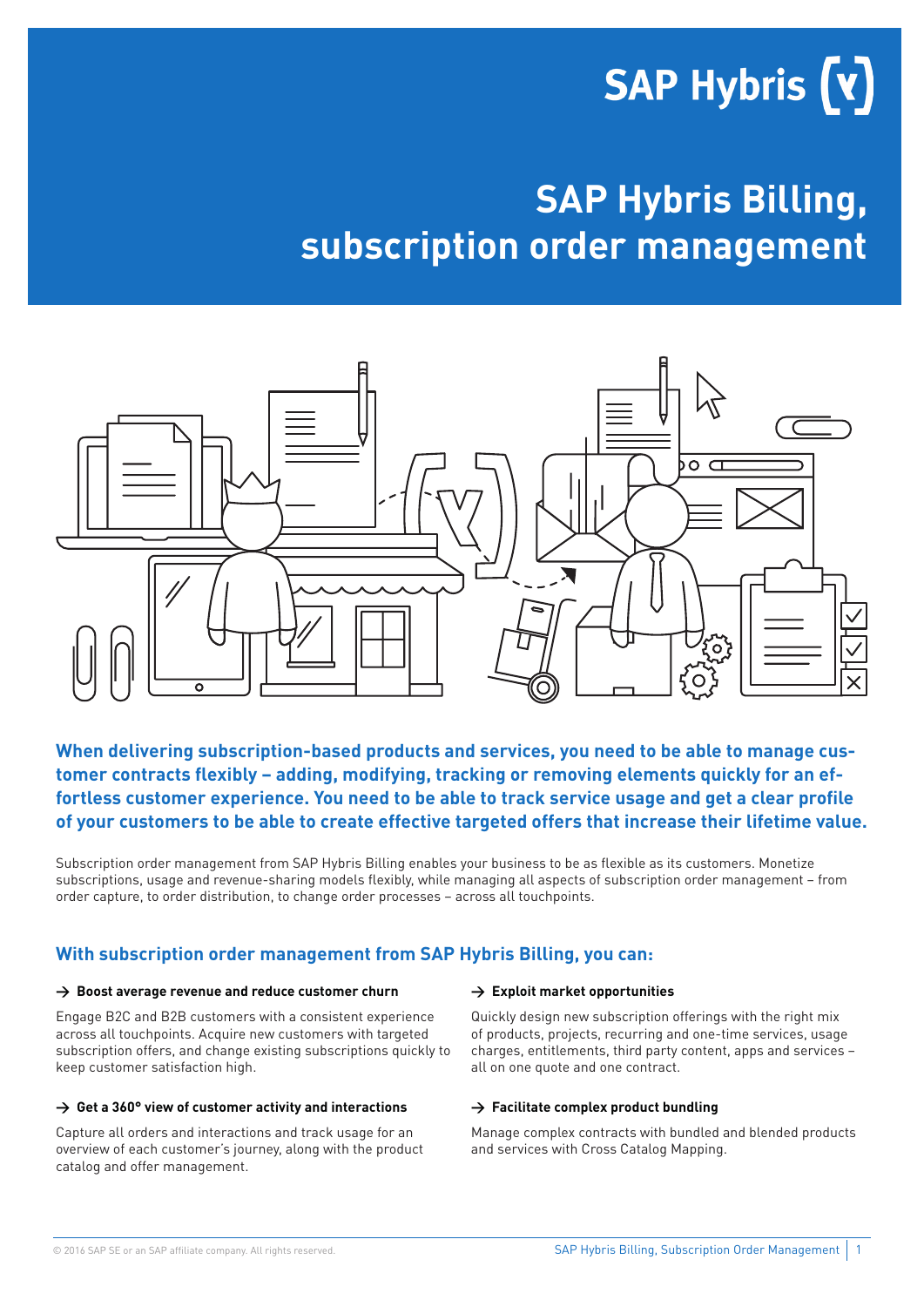SAP Hybris

# SAP Hybris Billing, subscription order management

**When delivering subscription-based products and services, you need to be able to manage customer contracts flexibly – adding, modifying, tracking or removing elements quickly for an effortless customer experience. You need to be able to track service usage and get a clear profile of your customers to be able to create effective targeted offers that increase their lifetime value.**

Subscription order management from SAP Hybris Billing enables your business to be as flexible as its customers. Monetize subscriptions, usage and revenue-sharing models flexibly, while managing all aspects of subscription order management – from order capture, to order distribution, to change order processes – across all touchpoints.

## With subscription order management from SAP Hybris Billing, you can:

### → Boost average revenue and reduce customer churn

Engage B2C and B2B customers with a consistent experience across all touchpoints. Acquire new customers with targeted subscription offers, and change existing subscriptions quickly to keep customer satisfaction high.

### → Get a 360° view of customer activity and interactions

Capture all orders and interactions and track usage for an overview of each customer's journey, along with the product catalog and offer management.

### → Exploit market opportunities

Quickly design new subscription offerings with the right mix of products, projects, recurring and one-time services, usage charges, entitlements, third party content, apps and services – all on one quote and one contract.

### → Facilitate complex product bundling

Manage complex contracts with bundled and blended products and services with Cross Catalog Mapping.

© 2016 SAP SE or an SAP affiliate company. All rights reserved.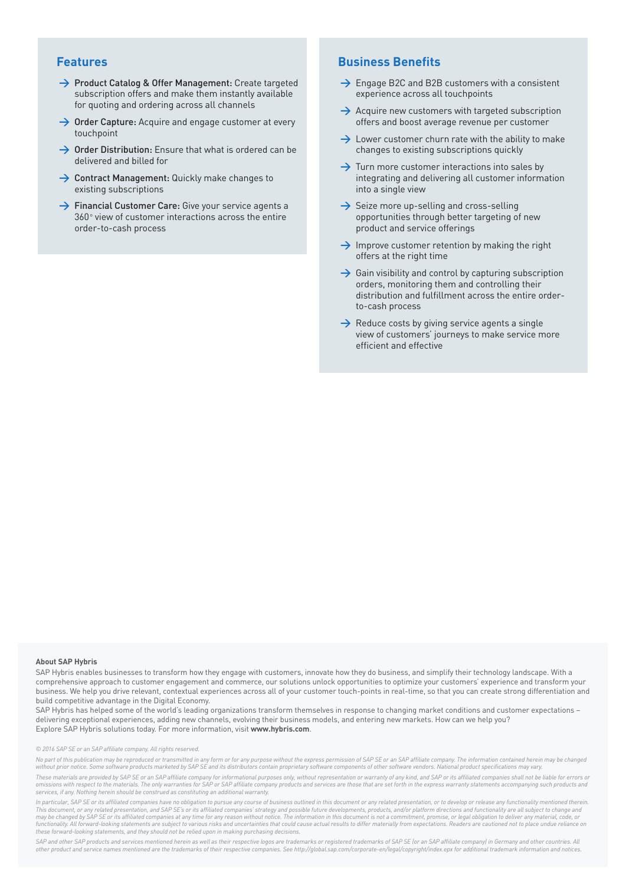## Features

- **Product Catalog & Offer Management:** Create targeted subscription offers and make them instantly available for quoting and ordering across all channels
- **Order Capture:** Acquire and engage customer at every touchpoint
- **Order Distribution:** Ensure that what is ordered can be delivered and billed for
- **Contract Management:** Quickly make changes to existing subscriptions
- **Financial Customer Care:** Give your service agents a 360° view of customer interactions across the entire order-to-cash process

## Business Benefits

- Engage B2C and B2B customers with a consistent experience across all touchpoints
- Acquire new customers with targeted subscription offers and boost average revenue per customer
- Lower customer churn rate with the ability to make changes to existing subscriptions quickly
- Turn more customer interactions into sales by integrating and delivering all customer information into a single view
- Seize more up-selling and cross-selling opportunities through better targeting of new product and service offerings
- Improve customer retention by making the right offers at the right time
- Gain visibility and control by capturing subscription orders, monitoring them and controlling their distribution and fulfillment across the entire order-to-cash process
- Reduce costs by giving service agents a single view of customers' journeys to make service more efficient and effective

**About SAP Hybris**

SAP Hybris enables businesses to transform how they engage with customers, innovate how they do business, and simplify their technology landscape. With a comprehensive approach to customer engagement and commerce, our solutions unlock opportunities to optimize your customers' experience and transform your business. We help you drive relevant, contextual experiences across all of your customer touch-points in real-time, so that you can create strong differentiation and build competitive advantage in the Digital Economy.

SAP Hybris has helped some of the world's leading organizations transform themselves in response to changing market conditions and customer expectations – delivering exceptional experiences, adding new channels, evolving their business models, and entering new markets. How can we help you?

Explore SAP Hybris solutions today. For more information, visit **www.hybris.com**.

*© 2016 SAP SE or an SAP affiliate company. All rights reserved.*

*No part of this publication may be reproduced or transmitted in any form or for any purpose without the express permission of SAP SE or an SAP affiliate company. The information contained herein may be changed without prior notice. Some software products marketed by SAP SE and its distributors contain proprietary software components of other software vendors. National product specifications may vary.*

*These materials are provided by SAP SE or an SAP affiliate company for informational purposes only, without representation or warranty of any kind, and SAP or its affiliated companies shall not be liable for errors or omissions with respect to the materials. The only warranties for SAP or SAP affiliate company products and services are those that are set forth in the express warranty statements accompanying such products and services, if any. Nothing herein should be construed as constituting an additional warranty.*

*In particular, SAP SE or its affiliated companies have no obligation to pursue any course of business outlined in this document or any related presentation, or to develop or release any functionality mentioned therein. This document, or any related presentation, and SAP SE's or its affiliated companies' strategy and possible future developments, products, and/or platform directions and functionality are all subject to change and may be changed by SAP SE or its affiliated companies at any time for any reason without notice. The information in this document is not a commitment, promise, or legal obligation to deliver any material, code, or functionality. All forward-looking statements are subject to various risks and uncertainties that could cause actual results to differ materially from expectations. Readers are cautioned not to place undue reliance on these forward-looking statements, and they should not be relied upon in making purchasing decisions.*

*SAP and other SAP products and services mentioned herein as well as their respective logos are trademarks or registered trademarks of SAP SE (or an SAP affiliate company) in Germany and other countries. All other product and service names mentioned are the trademarks of their respective companies. See http://global.sap.com/corporate-en/legal/copyright/index.epx for additional trademark information and notices.*